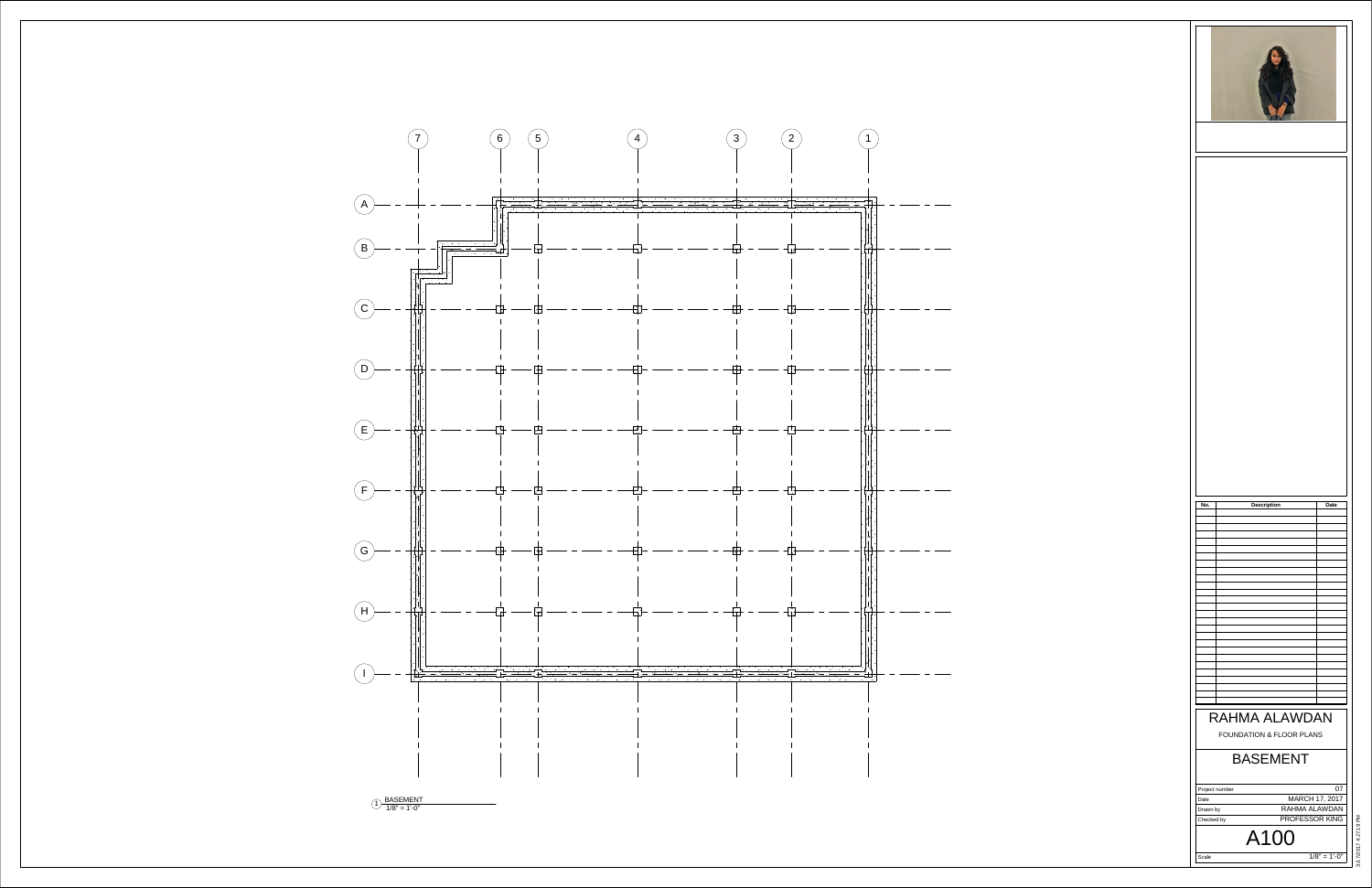Grid lines: 7, 6, 5, 4, 3, 2, 1

Grid lines: A, B, C, D, E, F, G, H, I

1 BASEMENT
1/8" = 1'-0"

| No. | Description | Date |
|---|---|---|
| | | |

# RAHMA ALAWDAN

FOUNDATION & FLOOR PLANS

## BASEMENT

| | |
|---|---|
| Project number | 07 |
| Date | MARCH 17, 2017 |
| Drawn by | RAHMA ALAWDAN |
| Checked by | PROFESSOR KING |

## A100

| | |
|---|---|
| Scale | 1/8" = 1'-0" |

3/17/2017 4:27:19 PM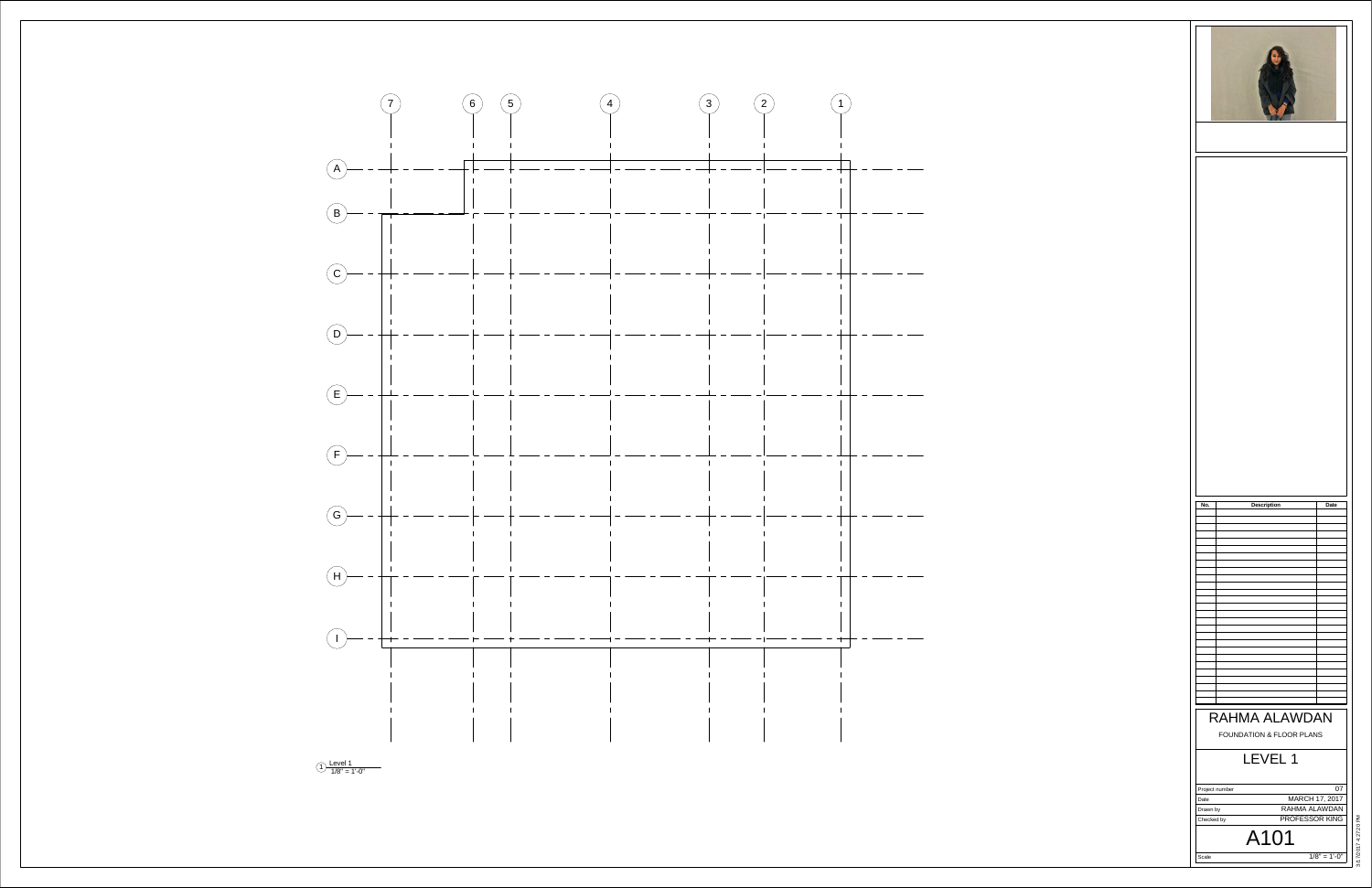7 6 5 4 3 2 1

A B C D E F G H I

1 Level 1
1/8" = 1'-0"

| No. | Description | Date |
| --- | --- | --- |
| | | |

# RAHMA ALAWDAN

FOUNDATION & FLOOR PLANS

## LEVEL 1

| | |
| --- | --- |
| Project number | 07 |
| Date | MARCH 17, 2017 |
| Drawn by | RAHMA ALAWDAN |
| Checked by | PROFESSOR KING |

# A101

| | |
| --- | --- |
| Scale | 1/8" = 1'-0" |

3/17/2017 4:27:20 PM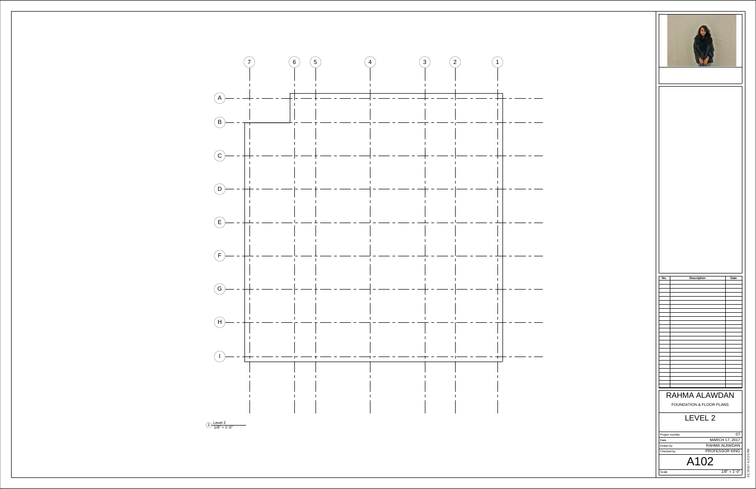7 6 5 4 3 2 1

A
B
C
D
E
F
G
H
I

1 Level 2
1/8" = 1'-0"

| No. | Description | Date |
|---|---|---|

# RAHMA ALAWDAN

FOUNDATION & FLOOR PLANS

## LEVEL 2

| | |
|---|---|
| Project number | 07 |
| Date | MARCH 17, 2017 |
| Drawn by | RAHMA ALAWDAN |
| Checked by | PROFESSOR KING |

## A102

Scale 1/8" = 1'-0"

3/17/2017 4:27:20 PM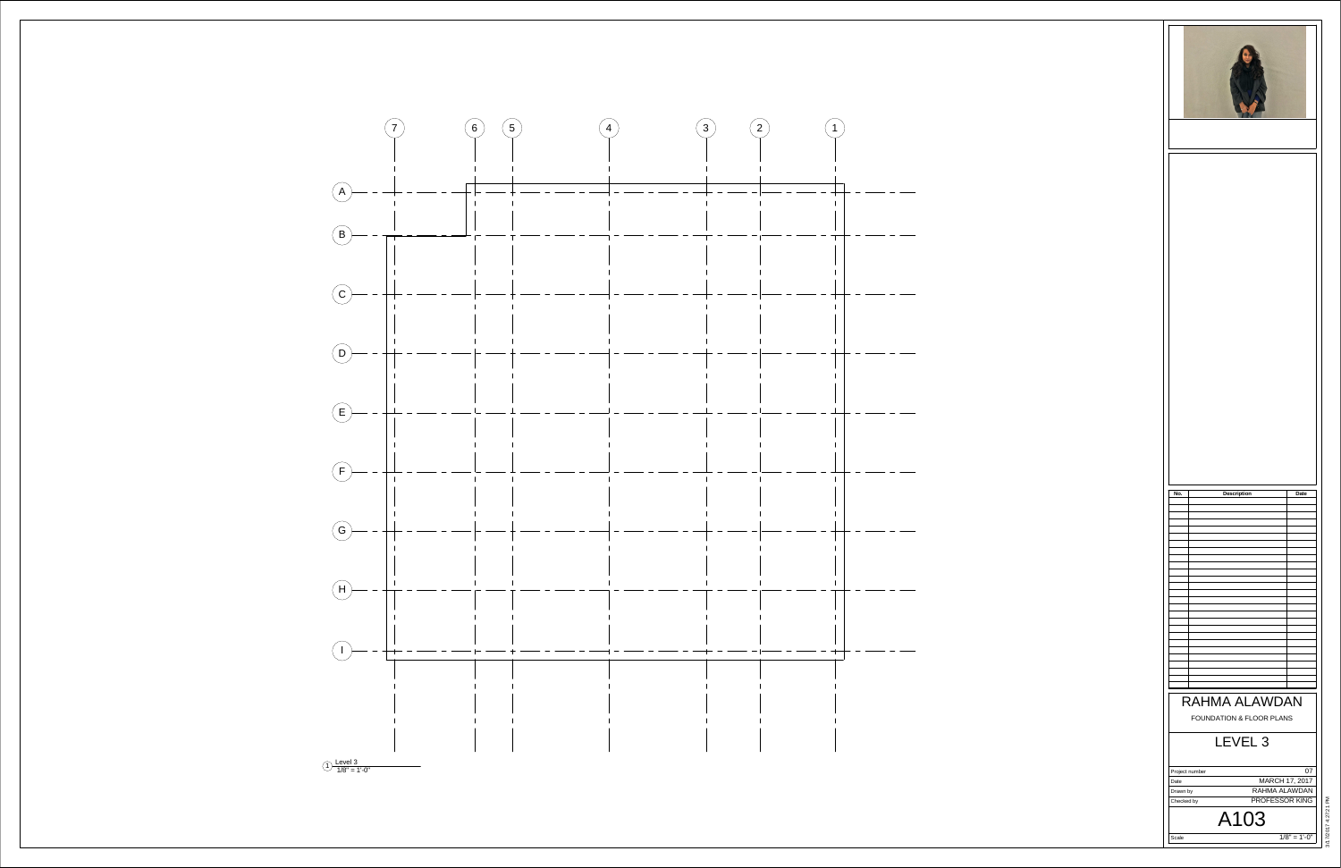7 6 5 4 3 2 1

A
B
C
D
E
F
G
H
I

1 Level 3
1/8" = 1'-0"

| No. | Description | Date |
| --- | --- | --- |

# RAHMA ALAWDAN

FOUNDATION & FLOOR PLANS

## LEVEL 3

| | |
| --- | --- |
| Project number | 07 |
| Date | MARCH 17, 2017 |
| Drawn by | RAHMA ALAWDAN |
| Checked by | PROFESSOR KING |

# A103

Scale 1/8" = 1'-0"

3/17/2017 4:27:21 PM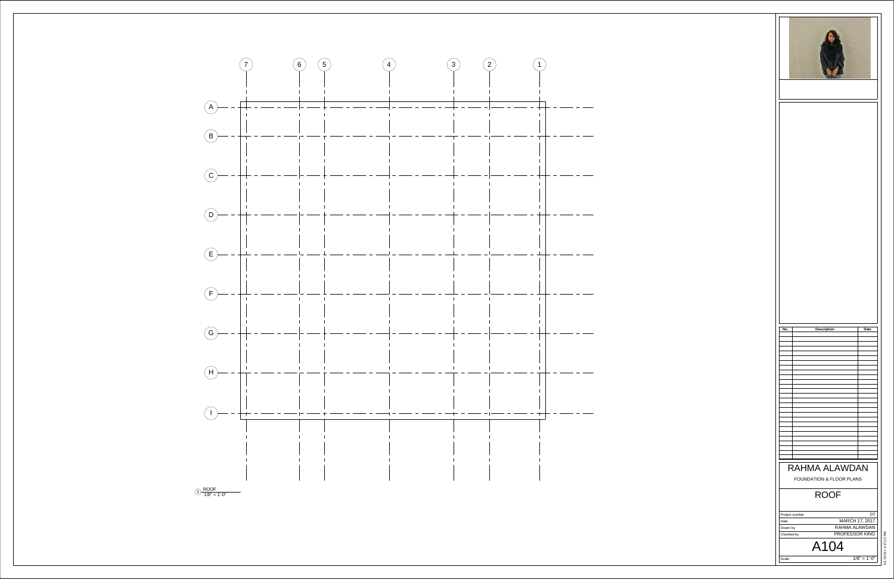7 6 5 4 3 2 1

A B C D E F G H I

1 ROOF
1/8" = 1'-0"

| No. | Description | Date |
| --- | --- | --- |

# RAHMA ALAWDAN

FOUNDATION & FLOOR PLANS

## ROOF

| | |
| --- | --- |
| Project number | 07 |
| Date | MARCH 17, 2017 |
| Drawn by | RAHMA ALAWDAN |
| Checked by | PROFESSOR KING |

## A104

Scale 1/8" = 1'-0"

3/17/2017 4:27:22 PM